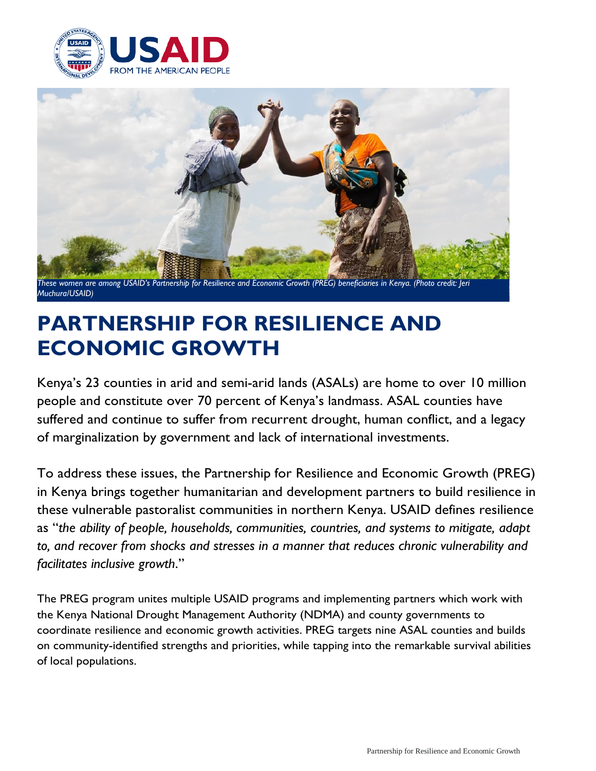These women are among USAID's Partnership for Resilience and Economic Growth (PREG) beneficiaries in Kenya. (Photo credit: Jeri Muchura/USAID)

# PARTNERSHIP FOR RESILIENCE AND ECONOMIC GROWTH

Kenya's 23 counties in arid and semi-arid lands (ASALs) are home to over 10 million people and constitute over 70 percent of Kenya's landmass. ASAL counties have suffered and continue to suffer from recurrent drought, human conflict, and a legacy of marginalization by government and lack of international investments.

To address these issues, the Partnership for Resilience and Economic Growth (PREG) in Kenya brings together humanitarian and development partners to build resilience in these vulnerable pastoralist communities in northern Kenya. USAID defines resilience as "*the ability of people, households, communities, countries, and systems to mitigate, adapt to, and recover from shocks and stresses in a manner that reduces chronic vulnerability and facilitates inclusive growth*."

The PREG program unites multiple USAID programs and implementing partners which work with the Kenya National Drought Management Authority (NDMA) and county governments to coordinate resilience and economic growth activities. PREG targets nine ASAL counties and builds on community-identified strengths and priorities, while tapping into the remarkable survival abilities of local populations.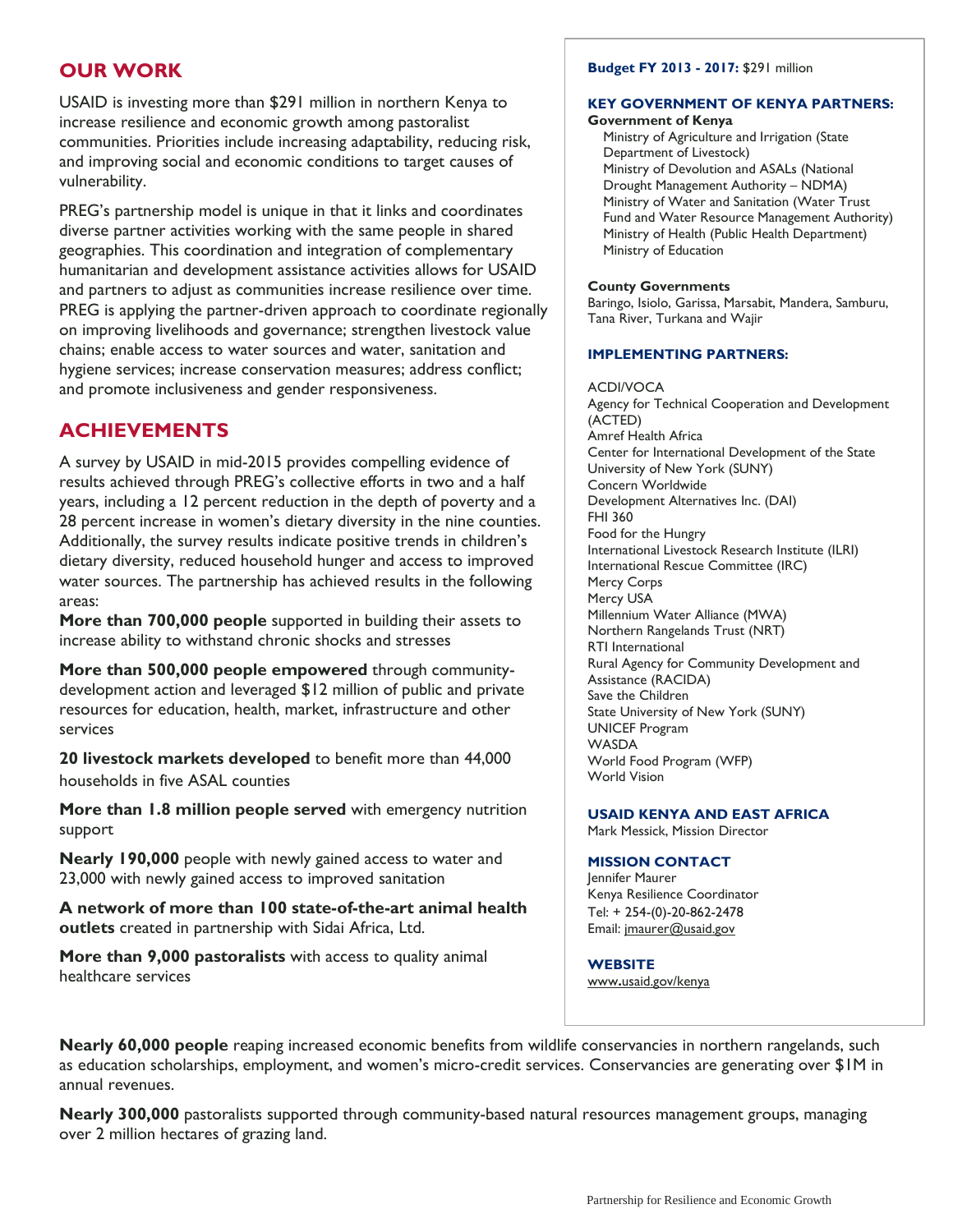## OUR WORK

USAID is investing more than $291 million in northern Kenya to increase resilience and economic growth among pastoralist communities. Priorities include increasing adaptability, reducing risk, and improving social and economic conditions to target causes of vulnerability.

PREG's partnership model is unique in that it links and coordinates diverse partner activities working with the same people in shared geographies. This coordination and integration of complementary humanitarian and development assistance activities allows for USAID and partners to adjust as communities increase resilience over time. PREG is applying the partner-driven approach to coordinate regionally on improving livelihoods and governance; strengthen livestock value chains; enable access to water sources and water, sanitation and hygiene services; increase conservation measures; address conflict; and promote inclusiveness and gender responsiveness.

## ACHIEVEMENTS

A survey by USAID in mid-2015 provides compelling evidence of results achieved through PREG's collective efforts in two and a half years, including a 12 percent reduction in the depth of poverty and a 28 percent increase in women's dietary diversity in the nine counties. Additionally, the survey results indicate positive trends in children's dietary diversity, reduced household hunger and access to improved water sources. The partnership has achieved results in the following areas:

**More than 700,000 people** supported in building their assets to increase ability to withstand chronic shocks and stresses

**More than 500,000 people empowered** through community-development action and leveraged $12 million of public and private resources for education, health, market, infrastructure and other services

**20 livestock markets developed** to benefit more than 44,000 households in five ASAL counties

**More than 1.8 million people served** with emergency nutrition support

**Nearly 190,000** people with newly gained access to water and 23,000 with newly gained access to improved sanitation

**A network of more than 100 state-of-the-art animal health outlets** created in partnership with Sidai Africa, Ltd.

**More than 9,000 pastoralists** with access to quality animal healthcare services

**Nearly 60,000 people** reaping increased economic benefits from wildlife conservancies in northern rangelands, such as education scholarships, employment, and women's micro-credit services. Conservancies are generating over $1M in annual revenues.

**Nearly 300,000** pastoralists supported through community-based natural resources management groups, managing over 2 million hectares of grazing land.

**Budget FY 2013 - 2017:** $291 million

**KEY GOVERNMENT OF KENYA PARTNERS:**

**Government of Kenya**

- Ministry of Agriculture and Irrigation (State Department of Livestock)
- Ministry of Devolution and ASALs (National Drought Management Authority – NDMA)
- Ministry of Water and Sanitation (Water Trust Fund and Water Resource Management Authority)
- Ministry of Health (Public Health Department)
- Ministry of Education

**County Governments**

Baringo, Isiolo, Garissa, Marsabit, Mandera, Samburu, Tana River, Turkana and Wajir

**IMPLEMENTING PARTNERS:**

ACDI/VOCA
Agency for Technical Cooperation and Development (ACTED)
Amref Health Africa
Center for International Development of the State University of New York (SUNY)
Concern Worldwide
Development Alternatives Inc. (DAI)
FHI 360
Food for the Hungry
International Livestock Research Institute (ILRI)
International Rescue Committee (IRC)
Mercy Corps
Mercy USA
Millennium Water Alliance (MWA)
Northern Rangelands Trust (NRT)
RTI International
Rural Agency for Community Development and Assistance (RACIDA)
Save the Children
State University of New York (SUNY)
UNICEF Program
WASDA
World Food Program (WFP)
World Vision

**USAID KENYA AND EAST AFRICA**

Mark Messick, Mission Director

**MISSION CONTACT**

Jennifer Maurer
Kenya Resilience Coordinator
Tel: + 254-(0)-20-862-2478
Email: jmaurer@usaid.gov

**WEBSITE**

www.usaid.gov/kenya